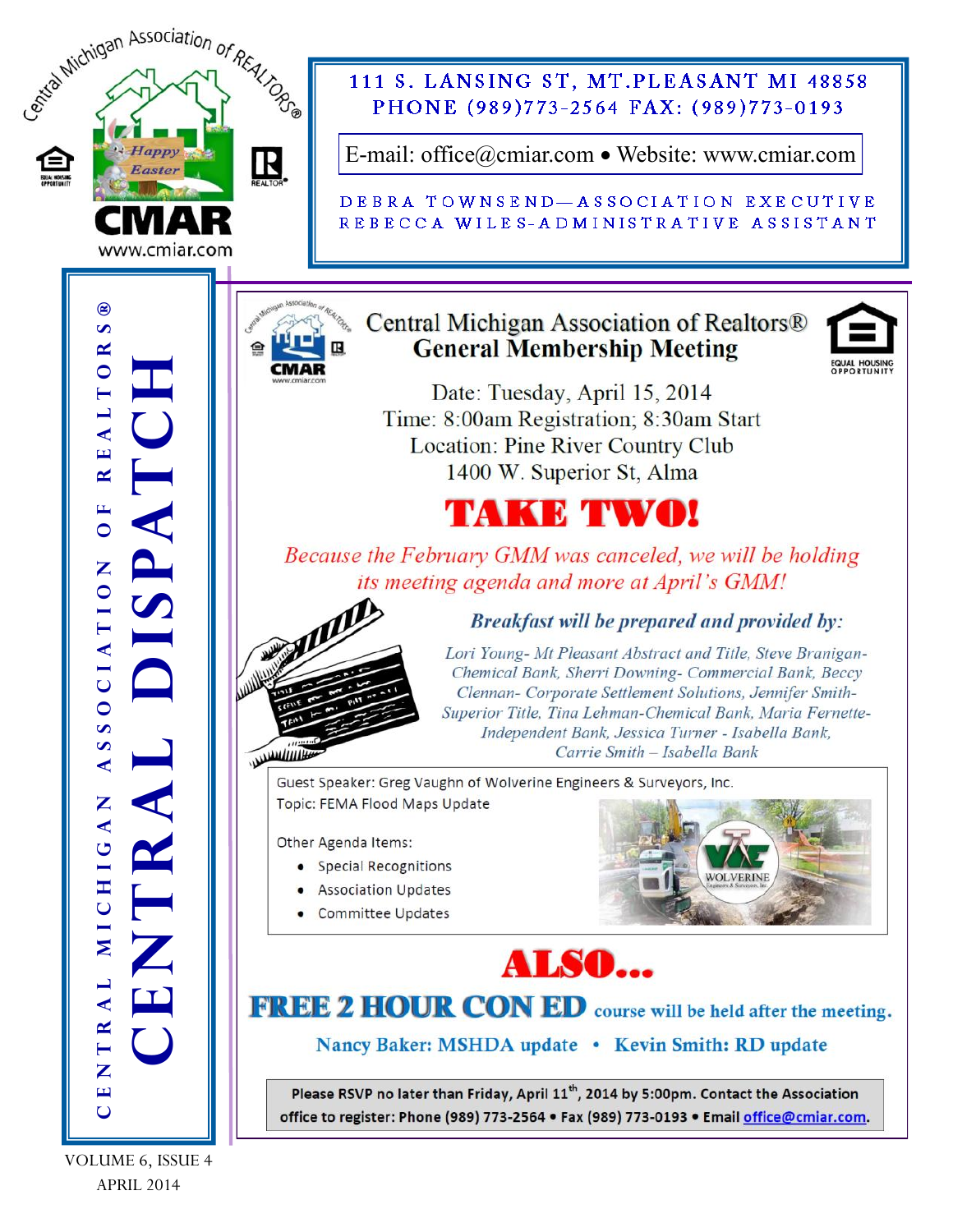111 S. LANSING ST, MT.PLEASANT MI 48858
PHONE (989)773-2564 FAX: (989)773-0193

E-mail: office@cmiar.com • Website: www.cmiar.com

DEBRA TOWNSEND—ASSOCIATION EXECUTIVE
REBECCA WILES-ADMINISTRATIVE ASSISTANT

# CENTRAL DISPATCH

CENTRAL MICHIGAN ASSOCIATION OF REALTORS®

VOLUME 6, ISSUE 4
APRIL 2014

## Central Michigan Association of Realtors® General Membership Meeting

Date: Tuesday, April 15, 2014
Time: 8:00am Registration; 8:30am Start
Location: Pine River Country Club
1400 W. Superior St, Alma

# TAKE TWO!

*Because the February GMM was canceled, we will be holding its meeting agenda and more at April's GMM!*

***Breakfast will be prepared and provided by:***

*Lori Young- Mt Pleasant Abstract and Title, Steve Branigan- Chemical Bank, Sherri Downing- Commercial Bank, Beccy Clennan- Corporate Settlement Solutions, Jennifer Smith- Superior Title, Tina Lehman-Chemical Bank, Maria Fernette- Independent Bank, Jessica Turner - Isabella Bank, Carrie Smith – Isabella Bank*

Guest Speaker: Greg Vaughn of Wolverine Engineers & Surveyors, Inc.
Topic: FEMA Flood Maps Update

Other Agenda Items:

- Special Recognitions
- Association Updates
- Committee Updates

# ALSO...

**FREE 2 HOUR CON ED course will be held after the meeting.**

**Nancy Baker: MSHDA update • Kevin Smith: RD update**

**Please RSVP no later than Friday, April 11th, 2014 by 5:00pm. Contact the Association office to register: Phone (989) 773-2564 • Fax (989) 773-0193 • Email office@cmiar.com.**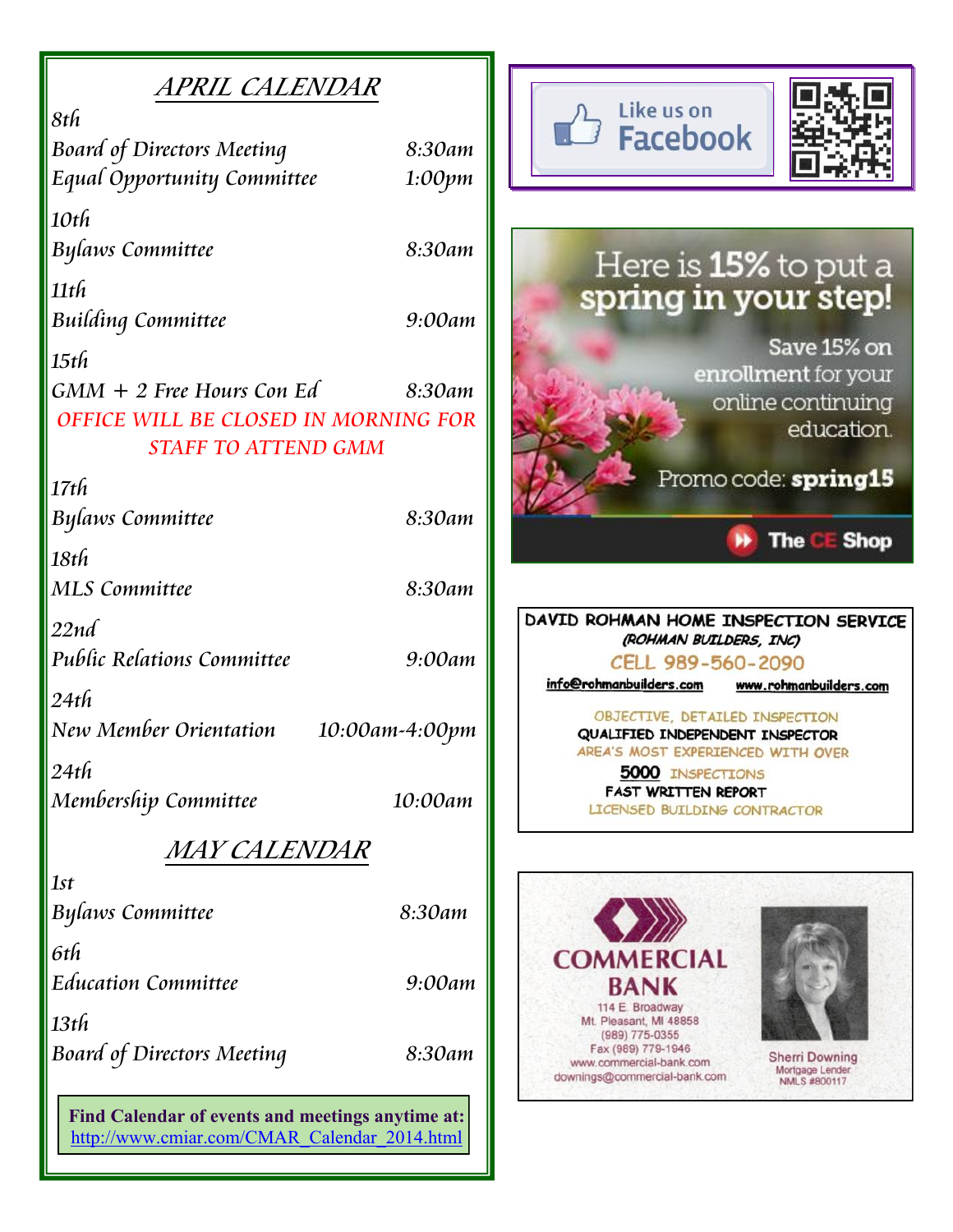## APRIL CALENDAR

*8th*
*Board of Directors Meeting* 8:30am
*Equal Opportunity Committee* 1:00pm

*10th*
*Bylaws Committee* 8:30am

*11th*
*Building Committee* 9:00am

*15th*
*GMM + 2 Free Hours Con Ed* 8:30am
*OFFICE WILL BE CLOSED IN MORNING FOR STAFF TO ATTEND GMM*

*17th*
*Bylaws Committee* 8:30am

*18th*
*MLS Committee* 8:30am

*22nd*
*Public Relations Committee* 9:00am

*24th*
*New Member Orientation* 10:00am-4:00pm

*24th*
*Membership Committee* 10:00am

## MAY CALENDAR

*1st*
*Bylaws Committee* 8:30am

*6th*
*Education Committee* 9:00am

*13th*
*Board of Directors Meeting* 8:30am

**Find Calendar of events and meetings anytime at:**
http://www.cmiar.com/CMAR_Calendar_2014.html

Like us on Facebook

Here is **15%** to put a spring in your step!

Save 15% on enrollment for your online continuing education.

Promo code: **spring15**

The CE Shop

**DAVID ROHMAN HOME INSPECTION SERVICE**
*(ROHMAN BUILDERS, INC)*
CELL 989-560-2090
info@rohmanbuilders.com www.rohmanbuilders.com

OBJECTIVE, DETAILED INSPECTION
QUALIFIED INDEPENDENT INSPECTOR
AREA'S MOST EXPERIENCED WITH OVER
**5000** INSPECTIONS
FAST WRITTEN REPORT
LICENSED BUILDING CONTRACTOR

**COMMERCIAL BANK**
114 E. Broadway
Mt. Pleasant, MI 48858
(989) 775-0355
Fax (989) 779-1946
www.commercial-bank.com
downings@commercial-bank.com

Sherri Downing
Mortgage Lender
NMLS #800117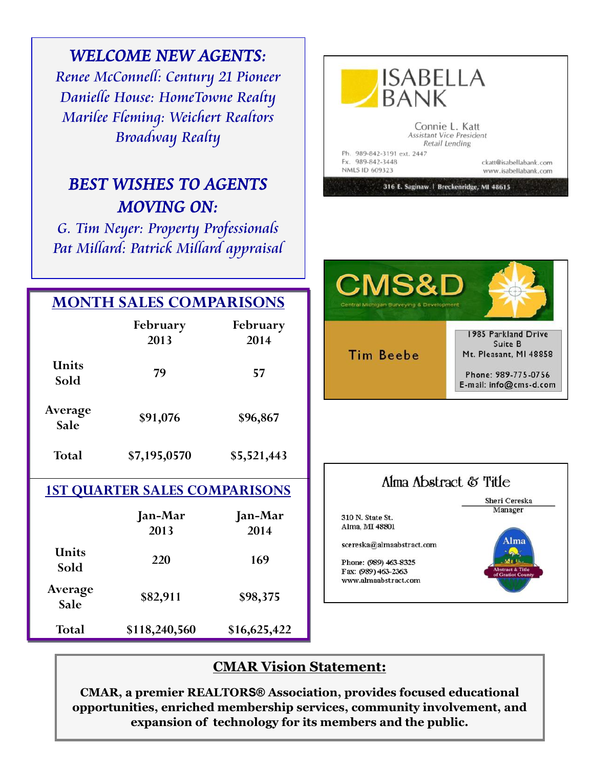## *WELCOME NEW AGENTS:*

*Renee McConnell: Century 21 Pioneer*
*Danielle House: HomeTowne Realty*
*Marilee Fleming: Weichert Realtors*
*Broadway Realty*

## *BEST WISHES TO AGENTS MOVING ON:*

*G. Tim Neyer: Property Professionals*
*Pat Millard: Patrick Millard appraisal*

## MONTH SALES COMPARISONS

| | February 2013 | February 2014 |
|---|---|---|
| Units Sold | 79 | 57 |
| Average Sale | $91,076 | $96,867 |
| Total | $7,195,0570 | $5,521,443 |

## 1ST QUARTER SALES COMPARISONS

| | Jan-Mar 2013 | Jan-Mar 2014 |
|---|---|---|
| Units Sold | 220 | 169 |
| Average Sale | $82,911 | $98,375 |
| Total | $118,240,560 | $16,625,422 |

ISABELLA BANK

Connie L. Katt
*Assistant Vice President*
*Retail Lending*

Ph. 989-842-3191 ext. 2447
Fx. 989-842-3448
NMLS ID 609323

ckatt@isabellabank.com
www.isabellabank.com

316 E. Saginaw | Breckenridge, MI 48615

CMS&D
Central Michigan Surveying & Development

Tim Beebe

1985 Parkland Drive
Suite B
Mt. Pleasant, MI 48858

Phone: 989-775-0756
E-mail: info@cms-d.com

Alma Abstract & Title

Sheri Cereska
Manager

310 N. State St.
Alma, MI 48801

scereska@almaabstract.com

Phone: (989) 463-8325
Fax: (989) 463-2363
www.almaabstract.com

Alma
Abstract & Title of Gratiot County

## CMAR Vision Statement:

**CMAR, a premier REALTORS® Association, provides focused educational opportunities, enriched membership services, community involvement, and expansion of technology for its members and the public.**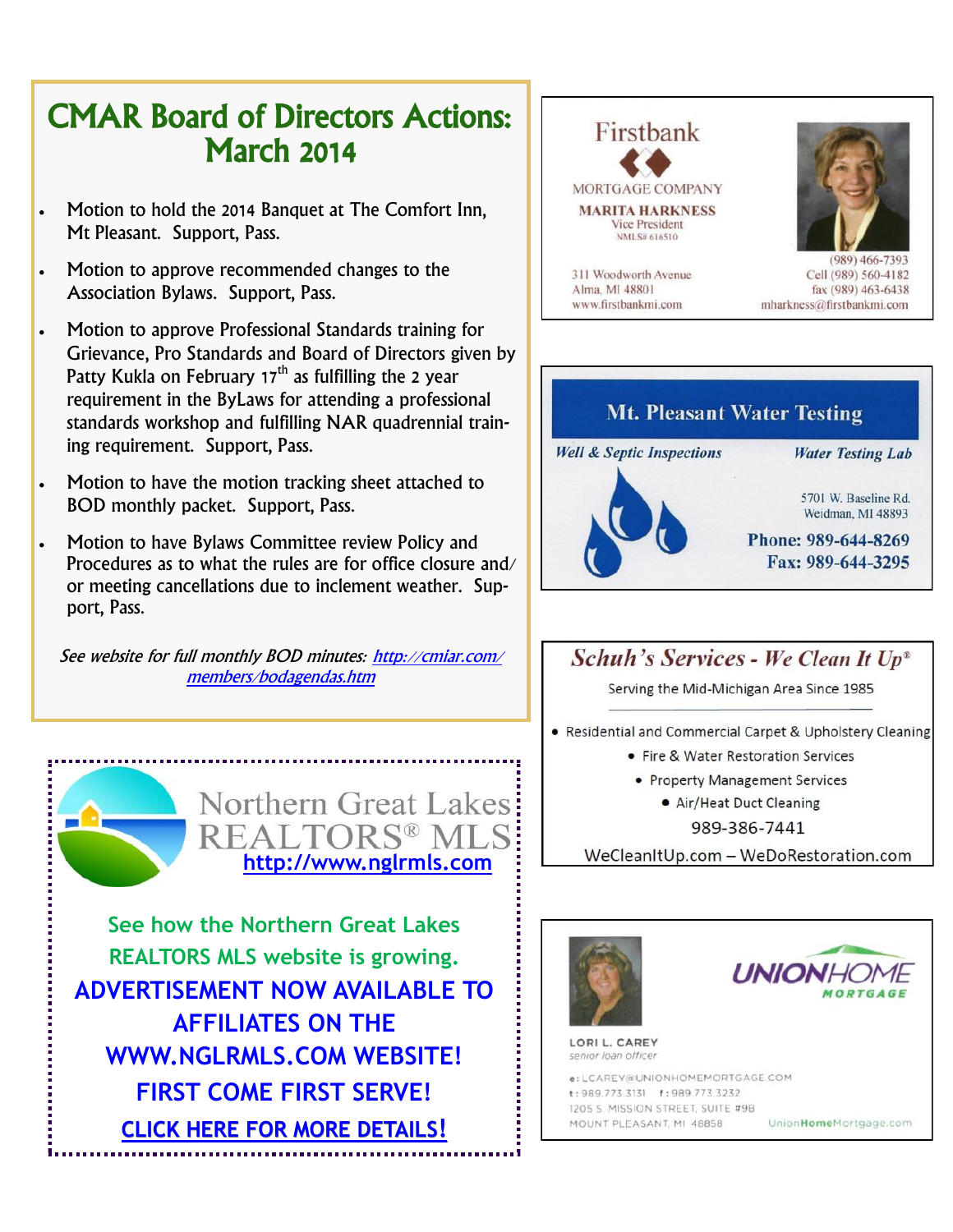# CMAR Board of Directors Actions: March 2014

- Motion to hold the 2014 Banquet at The Comfort Inn, Mt Pleasant. Support, Pass.
- Motion to approve recommended changes to the Association Bylaws. Support, Pass.
- Motion to approve Professional Standards training for Grievance, Pro Standards and Board of Directors given by Patty Kukla on February 17th as fulfilling the 2 year requirement in the ByLaws for attending a professional standards workshop and fulfilling NAR quadrennial training requirement. Support, Pass.
- Motion to have the motion tracking sheet attached to BOD monthly packet. Support, Pass.
- Motion to have Bylaws Committee review Policy and Procedures as to what the rules are for office closure and/or meeting cancellations due to inclement weather. Support, Pass.

*See website for full monthly BOD minutes: http://cmiar.com/members/bodagendas.htm*

---

**Northern Great Lakes REALTORS® MLS**
http://www.nglrmls.com

See how the Northern Great Lakes REALTORS MLS website is growing.

**ADVERTISEMENT NOW AVAILABLE TO AFFILIATES ON THE WWW.NGLRMLS.COM WEBSITE! FIRST COME FIRST SERVE!**

**CLICK HERE FOR MORE DETAILS!**

---

**Firstbank MORTGAGE COMPANY**
**MARITA HARKNESS**
Vice President
NMLS# 616510

311 Woodworth Avenue
Alma, MI 48801
www.firstbankmi.com

(989) 466-7393
Cell (989) 560-4182
fax (989) 463-6438
mharkness@firstbankmi.com

---

**Mt. Pleasant Water Testing**

*Well & Septic Inspections* — *Water Testing Lab*

5701 W. Baseline Rd.
Weidman, MI 48893

**Phone: 989-644-8269**
**Fax: 989-644-3295**

---

**Schuh's Services - We Clean It Up®**

Serving the Mid-Michigan Area Since 1985

- Residential and Commercial Carpet & Upholstery Cleaning
- Fire & Water Restoration Services
- Property Management Services
- Air/Heat Duct Cleaning

989-386-7441

WeCleanItUp.com – WeDoRestoration.com

---

**UNIONHOME MORTGAGE**

**LORI L. CAREY**
*senior loan officer*

e: LCAREY@UNIONHOMEMORTGAGE.COM
t: 989.773.3131 f: 989.773.3232
1205 S. MISSION STREET, SUITE #9B
MOUNT PLEASANT, MI 48858

UnionHomeMortgage.com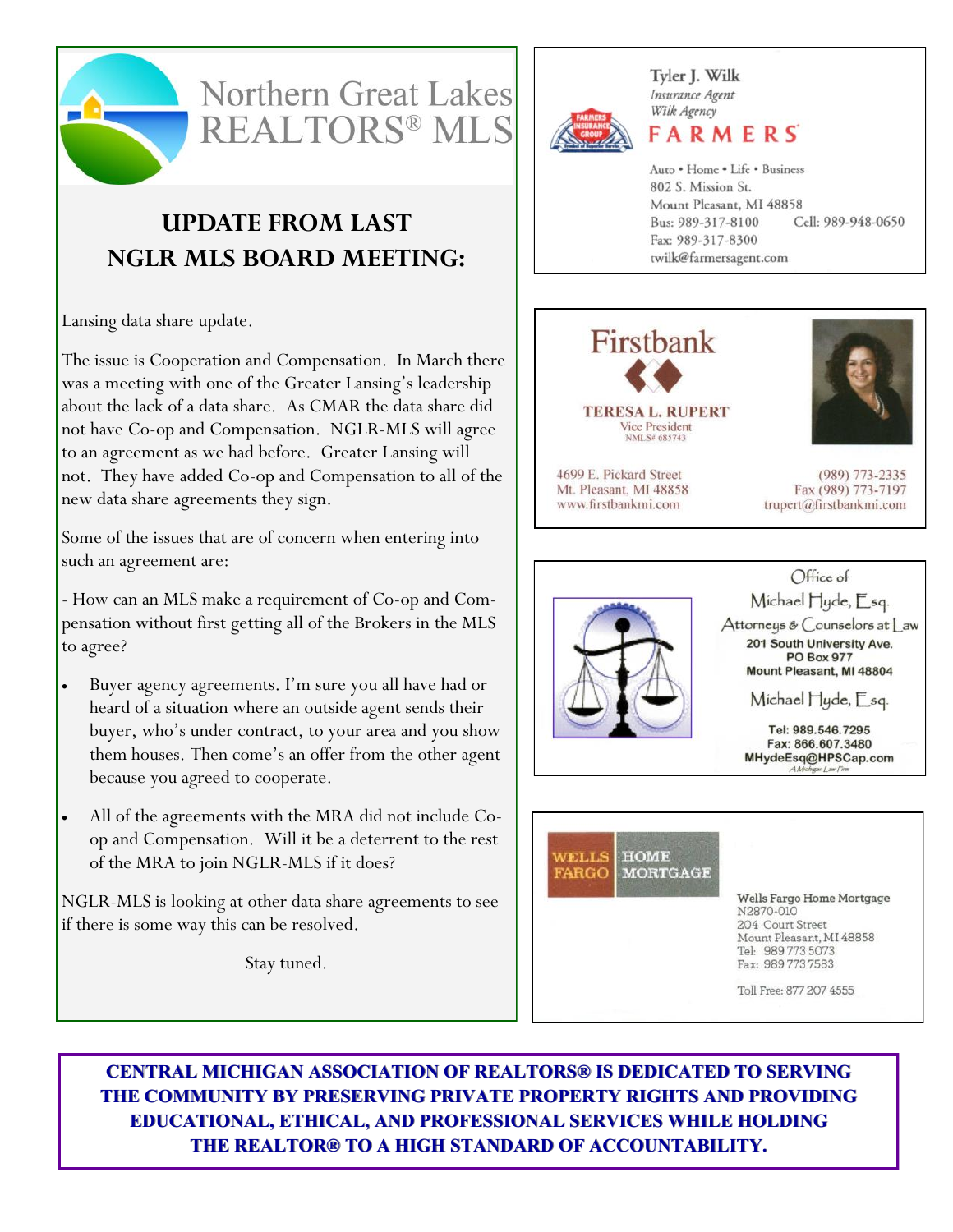Northern Great Lakes REALTORS® MLS

## UPDATE FROM LAST NGLR MLS BOARD MEETING:

Lansing data share update.

The issue is Cooperation and Compensation. In March there was a meeting with one of the Greater Lansing's leadership about the lack of a data share. As CMAR the data share did not have Co-op and Compensation. NGLR-MLS will agree to an agreement as we had before. Greater Lansing will not. They have added Co-op and Compensation to all of the new data share agreements they sign.

Some of the issues that are of concern when entering into such an agreement are:

- How can an MLS make a requirement of Co-op and Compensation without first getting all of the Brokers in the MLS to agree?

- Buyer agency agreements. I'm sure you all have had or heard of a situation where an outside agent sends their buyer, who's under contract, to your area and you show them houses. Then come's an offer from the other agent because you agreed to cooperate.
- All of the agreements with the MRA did not include Co-op and Compensation. Will it be a deterrent to the rest of the MRA to join NGLR-MLS if it does?

NGLR-MLS is looking at other data share agreements to see if there is some way this can be resolved.

Stay tuned.

---

Tyler J. Wilk
*Insurance Agent*
*Wilk Agency*
FARMERS

Auto • Home • Life • Business
802 S. Mission St.
Mount Pleasant, MI 48858
Bus: 989-317-8100 Cell: 989-948-0650
Fax: 989-317-8300
twilk@farmersagent.com

---

Firstbank

TERESA L. RUPERT
Vice President
NMLS# 685743

4699 E. Pickard Street
Mt. Pleasant, MI 48858
www.firstbankmi.com

(989) 773-2335
Fax (989) 773-7197
trupert@firstbankmi.com

---

Office of
Michael Hyde, Esq.
Attorneys & Counselors at Law
201 South University Ave.
PO Box 977
Mount Pleasant, MI 48804

Michael Hyde, Esq.

Tel: 989.546.7295
Fax: 866.607.3480
MHydeEsq@HPSCap.com

---

WELLS FARGO HOME MORTGAGE

Wells Fargo Home Mortgage
N2870-010
204 Court Street
Mount Pleasant, MI 48858
Tel: 989 773 5073
Fax: 989 773 7583

Toll Free: 877 207 4555

---

**CENTRAL MICHIGAN ASSOCIATION OF REALTORS® IS DEDICATED TO SERVING THE COMMUNITY BY PRESERVING PRIVATE PROPERTY RIGHTS AND PROVIDING EDUCATIONAL, ETHICAL, AND PROFESSIONAL SERVICES WHILE HOLDING THE REALTOR® TO A HIGH STANDARD OF ACCOUNTABILITY.**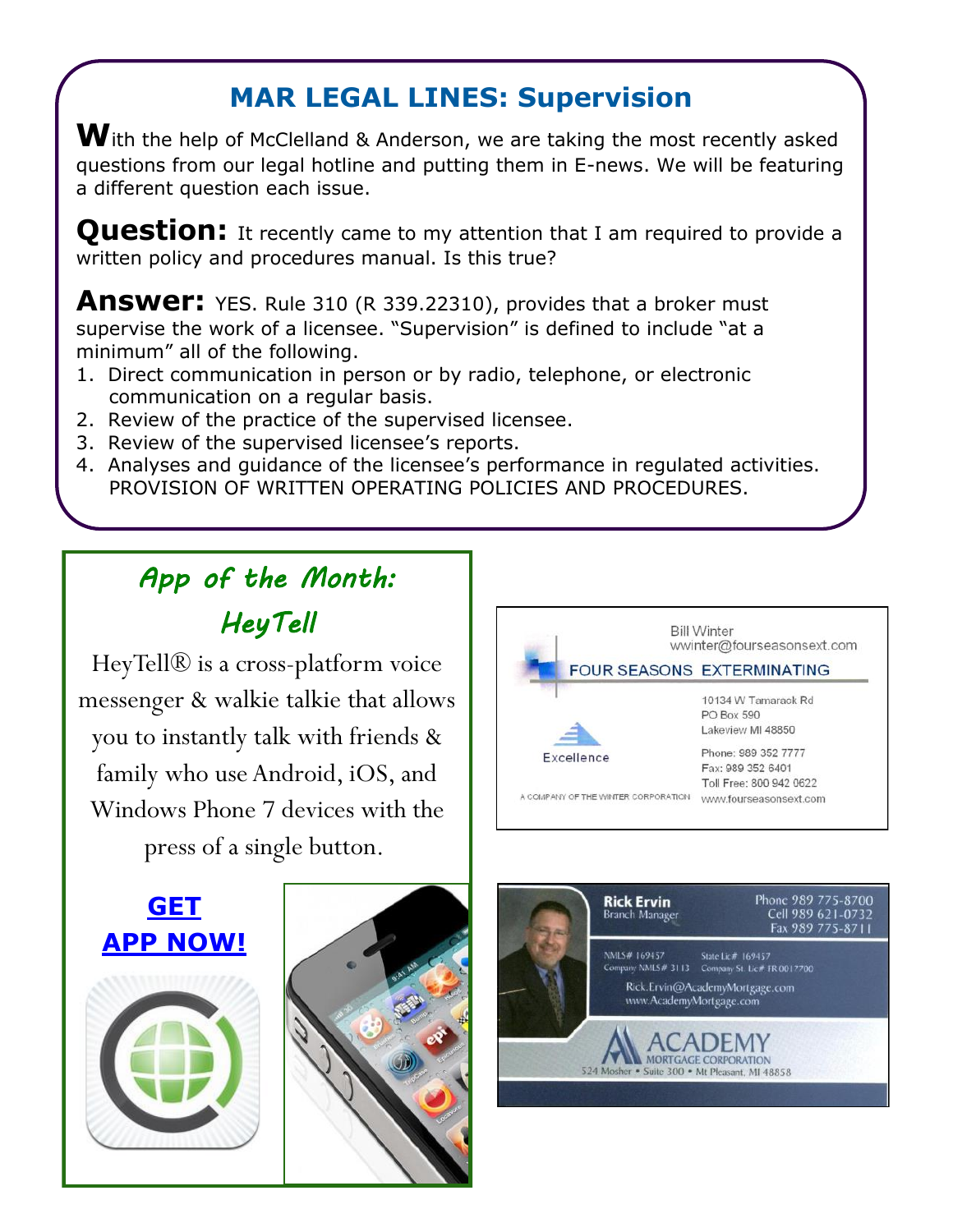## MAR LEGAL LINES: Supervision

With the help of McClelland & Anderson, we are taking the most recently asked questions from our legal hotline and putting them in E-news. We will be featuring a different question each issue.

**Question:** It recently came to my attention that I am required to provide a written policy and procedures manual. Is this true?

**Answer:** YES. Rule 310 (R 339.22310), provides that a broker must supervise the work of a licensee. "Supervision" is defined to include "at a minimum" all of the following.

1. Direct communication in person or by radio, telephone, or electronic communication on a regular basis.
2. Review of the practice of the supervised licensee.
3. Review of the supervised licensee's reports.
4. Analyses and guidance of the licensee's performance in regulated activities. PROVISION OF WRITTEN OPERATING POLICIES AND PROCEDURES.

## *App of the Month: HeyTell*

HeyTell® is a cross-platform voice messenger & walkie talkie that allows you to instantly talk with friends & family who use Android, iOS, and Windows Phone 7 devices with the press of a single button.

**GET APP NOW!**

Bill Winter
wwinter@fourseasonsext.com
FOUR SEASONS EXTERMINATING
10134 W Tamarack Rd
PO Box 590
Lakeview MI 48850
Phone: 989 352 7777
Fax: 989 352 6401
Toll Free: 800 942 0622
www.fourseasonsext.com
Excellence
A COMPANY OF THE WINTER CORPORATION

Rick Ervin
Branch Manager
Phone 989 775-8700
Cell 989 621-0732
Fax 989 775-8711
NMLS# 169457
Company NMLS# 3113
State Lic# 169457
Company St. Lic# FR0017700
Rick.Ervin@AcademyMortgage.com
www.AcademyMortgage.com
ACADEMY MORTGAGE CORPORATION
524 Mosher • Suite 300 • Mt Pleasant, MI 48858